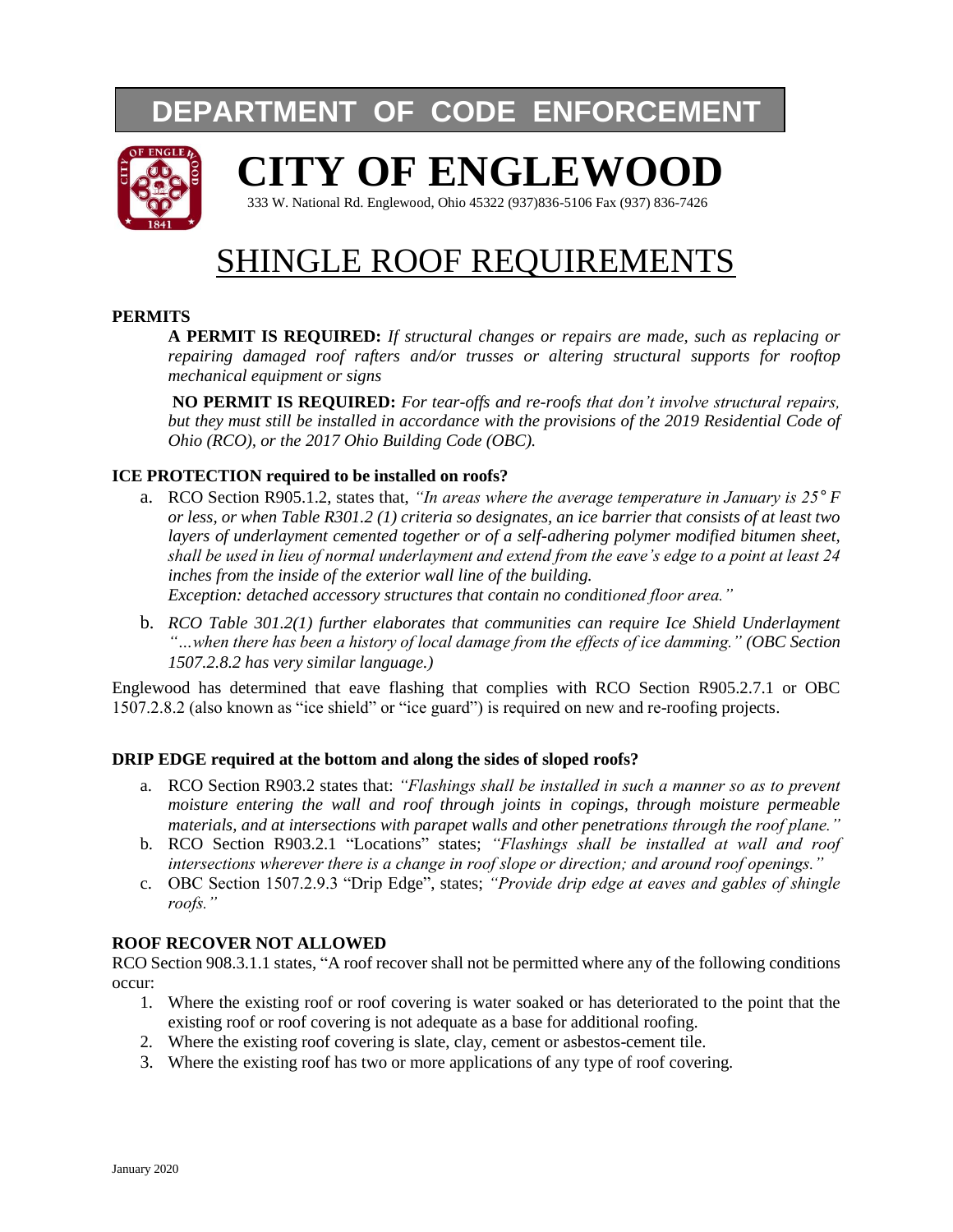# DEPARTMENT OF CODE ENFORCEMENT

# CITY OF ENGLEWOOD

333 W. National Rd. Englewood, Ohio 45322 (937)836-5106 Fax (937) 836-7426

# SHINGLE ROOF REQUIREMENTS

**PERMITS**

**A PERMIT IS REQUIRED:** *If structural changes or repairs are made, such as replacing or repairing damaged roof rafters and/or trusses or altering structural supports for rooftop mechanical equipment or signs*

**NO PERMIT IS REQUIRED:** *For tear-offs and re-roofs that don't involve structural repairs, but they must still be installed in accordance with the provisions of the 2019 Residential Code of Ohio (RCO), or the 2017 Ohio Building Code (OBC).*

**ICE PROTECTION required to be installed on roofs?**

a. RCO Section R905.1.2, states that, *"In areas where the average temperature in January is 25° F or less, or when Table R301.2 (1) criteria so designates, an ice barrier that consists of at least two layers of underlayment cemented together or of a self-adhering polymer modified bitumen sheet, shall be used in lieu of normal underlayment and extend from the eave's edge to a point at least 24 inches from the inside of the exterior wall line of the building.*
*Exception: detached accessory structures that contain no conditioned floor area."*

b. *RCO Table 301.2(1) further elaborates that communities can require Ice Shield Underlayment "…when there has been a history of local damage from the effects of ice damming." (OBC Section 1507.2.8.2 has very similar language.)*

Englewood has determined that eave flashing that complies with RCO Section R905.2.7.1 or OBC 1507.2.8.2 (also known as "ice shield" or "ice guard") is required on new and re-roofing projects.

**DRIP EDGE required at the bottom and along the sides of sloped roofs?**

a. RCO Section R903.2 states that: *"Flashings shall be installed in such a manner so as to prevent moisture entering the wall and roof through joints in copings, through moisture permeable materials, and at intersections with parapet walls and other penetrations through the roof plane."*
b. RCO Section R903.2.1 "Locations" states; *"Flashings shall be installed at wall and roof intersections wherever there is a change in roof slope or direction; and around roof openings."*
c. OBC Section 1507.2.9.3 "Drip Edge", states; *"Provide drip edge at eaves and gables of shingle roofs."*

**ROOF RECOVER NOT ALLOWED**

RCO Section 908.3.1.1 states, "A roof recover shall not be permitted where any of the following conditions occur:

1. Where the existing roof or roof covering is water soaked or has deteriorated to the point that the existing roof or roof covering is not adequate as a base for additional roofing.
2. Where the existing roof covering is slate, clay, cement or asbestos-cement tile.
3. Where the existing roof has two or more applications of any type of roof covering.

January 2020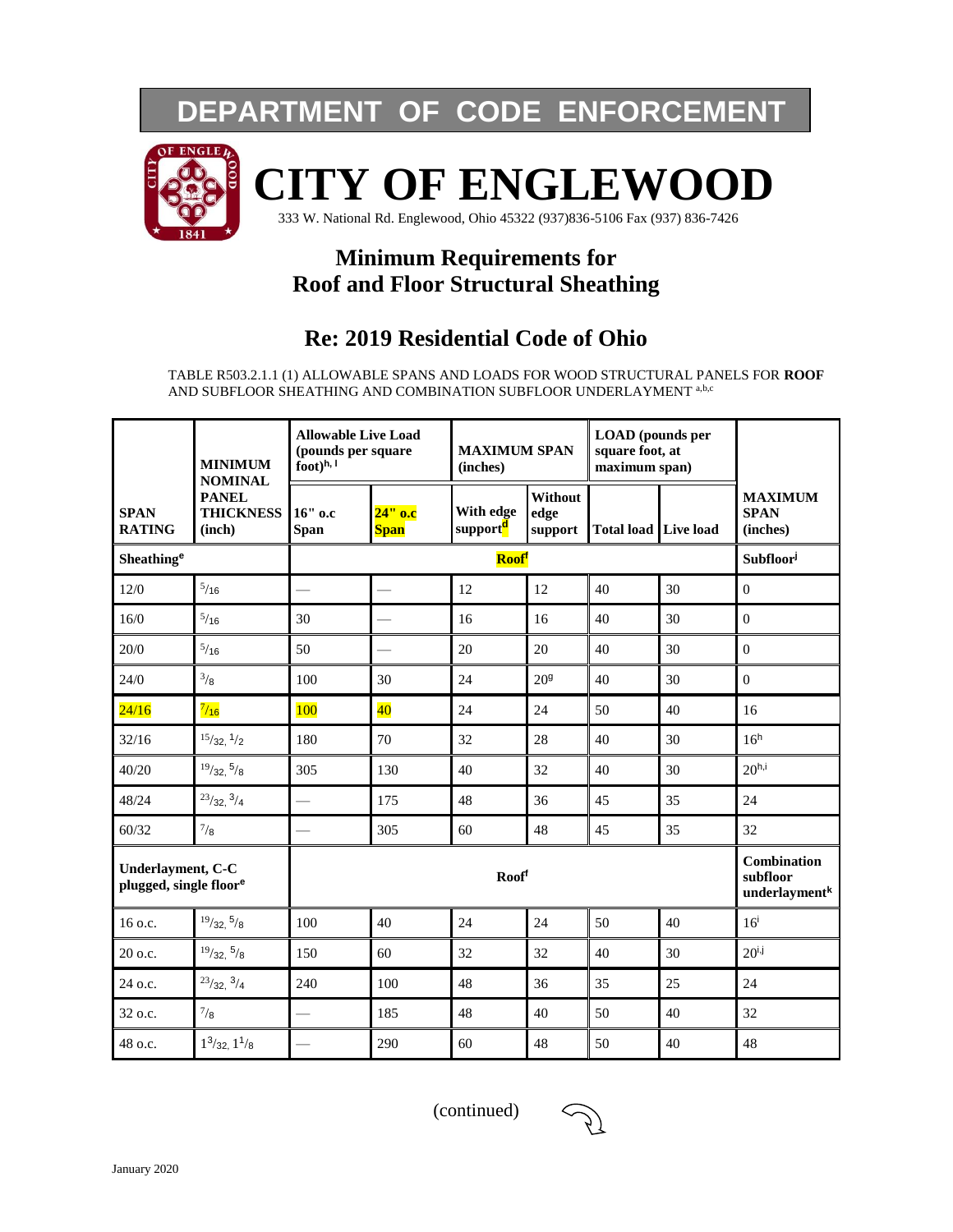# DEPARTMENT OF CODE ENFORCEMENT

# CITY OF ENGLEWOOD

333 W. National Rd. Englewood, Ohio 45322 (937)836-5106 Fax (937) 836-7426

## Minimum Requirements for Roof and Floor Structural Sheathing

## Re: 2019 Residential Code of Ohio

TABLE R503.2.1.1 (1) ALLOWABLE SPANS AND LOADS FOR WOOD STRUCTURAL PANELS FOR **ROOF** AND SUBFLOOR SHEATHING AND COMBINATION SUBFLOOR UNDERLAYMENT [a,b,c]

| SPAN RATING | MINIMUM NOMINAL PANEL THICKNESS (inch) | Allowable Live Load (pounds per square foot)[h, l] | | MAXIMUM SPAN (inches) | | LOAD (pounds per square foot, at maximum span) | | MAXIMUM SPAN (inches) |
|---|---|---|---|---|---|---|---|---|
| | | 16" o.c Span | 24" o.c Span | With edge support[d] | Without edge support | Total load | Live load | |
| **Sheathing[e]** | | **Roof[f]** | | | | | | **Subfloor[j]** |
| 12/0 | 5/16 | — | — | 12 | 12 | 40 | 30 | 0 |
| 16/0 | 5/16 | 30 | — | 16 | 16 | 40 | 30 | 0 |
| 20/0 | 5/16 | 50 | — | 20 | 20 | 40 | 30 | 0 |
| 24/0 | 3/8 | 100 | 30 | 24 | 20[g] | 40 | 30 | 0 |
| 24/16 | 7/16 | 100 | 40 | 24 | 24 | 50 | 40 | 16 |
| 32/16 | 15/32, 1/2 | 180 | 70 | 32 | 28 | 40 | 30 | 16[h] |
| 40/20 | 19/32, 5/8 | 305 | 130 | 40 | 32 | 40 | 30 | 20[h,i] |
| 48/24 | 23/32, 3/4 | — | 175 | 48 | 36 | 45 | 35 | 24 |
| 60/32 | 7/8 | — | 305 | 60 | 48 | 45 | 35 | 32 |
| **Underlayment, C-C plugged, single floor[e]** | | **Roof[f]** | | | | | | **Combination subfloor underlayment[k]** |
| 16 o.c. | 19/32, 5/8 | 100 | 40 | 24 | 24 | 50 | 40 | 16[i] |
| 20 o.c. | 19/32, 5/8 | 150 | 60 | 32 | 32 | 40 | 30 | 20[i,j] |
| 24 o.c. | 23/32, 3/4 | 240 | 100 | 48 | 36 | 35 | 25 | 24 |
| 32 o.c. | 7/8 | — | 185 | 48 | 40 | 50 | 40 | 32 |
| 48 o.c. | 1 3/32, 1 1/8 | — | 290 | 60 | 48 | 50 | 40 | 48 |

(continued)

January 2020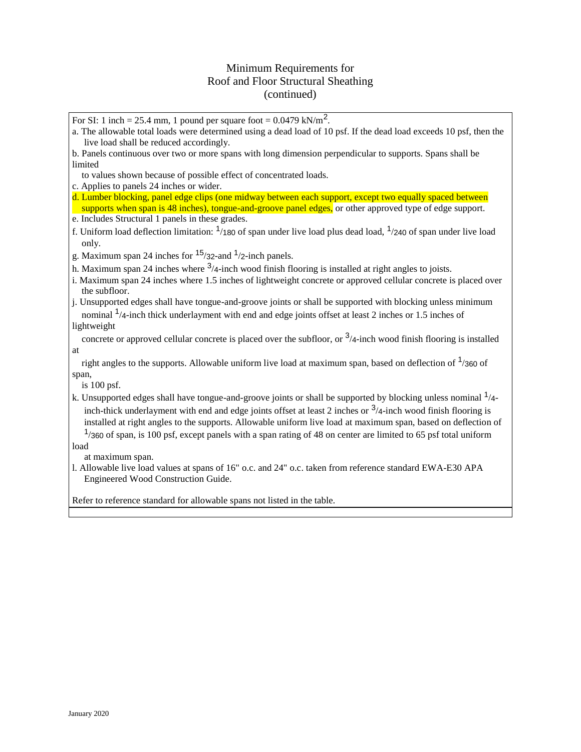# Minimum Requirements for Roof and Floor Structural Sheathing (continued)

For SI: 1 inch = 25.4 mm, 1 pound per square foot = 0.0479 $kN/m^2$.

a. The allowable total loads were determined using a dead load of 10 psf. If the dead load exceeds 10 psf, then the live load shall be reduced accordingly.

b. Panels continuous over two or more spans with long dimension perpendicular to supports. Spans shall be limited to values shown because of possible effect of concentrated loads.

c. Applies to panels 24 inches or wider.

d. Lumber blocking, panel edge clips (one midway between each support, except two equally spaced between supports when span is 48 inches), tongue-and-groove panel edges, or other approved type of edge support.

e. Includes Structural 1 panels in these grades.

f. Uniform load deflection limitation: $^1/_{180}$ of span under live load plus dead load, $^1/_{240}$ of span under live load only.

g. Maximum span 24 inches for $^{15}/_{32}$-and $^1/_2$-inch panels.

h. Maximum span 24 inches where $^3/_4$-inch wood finish flooring is installed at right angles to joists.

i. Maximum span 24 inches where 1.5 inches of lightweight concrete or approved cellular concrete is placed over the subfloor.

j. Unsupported edges shall have tongue-and-groove joints or shall be supported with blocking unless minimum nominal $^1/_4$-inch thick underlayment with end and edge joints offset at least 2 inches or 1.5 inches of lightweight concrete or approved cellular concrete is placed over the subfloor, or $^3/_4$-inch wood finish flooring is installed at right angles to the supports. Allowable uniform live load at maximum span, based on deflection of $^1/_{360}$ of span, is 100 psf.

k. Unsupported edges shall have tongue-and-groove joints or shall be supported by blocking unless nominal $^1/_4$-inch-thick underlayment with end and edge joints offset at least 2 inches or $^3/_4$-inch wood finish flooring is installed at right angles to the supports. Allowable uniform live load at maximum span, based on deflection of $^1/_{360}$ of span, is 100 psf, except panels with a span rating of 48 on center are limited to 65 psf total uniform load at maximum span.

l. Allowable live load values at spans of 16" o.c. and 24" o.c. taken from reference standard EWA-E30 APA Engineered Wood Construction Guide.

Refer to reference standard for allowable spans not listed in the table.

January 2020